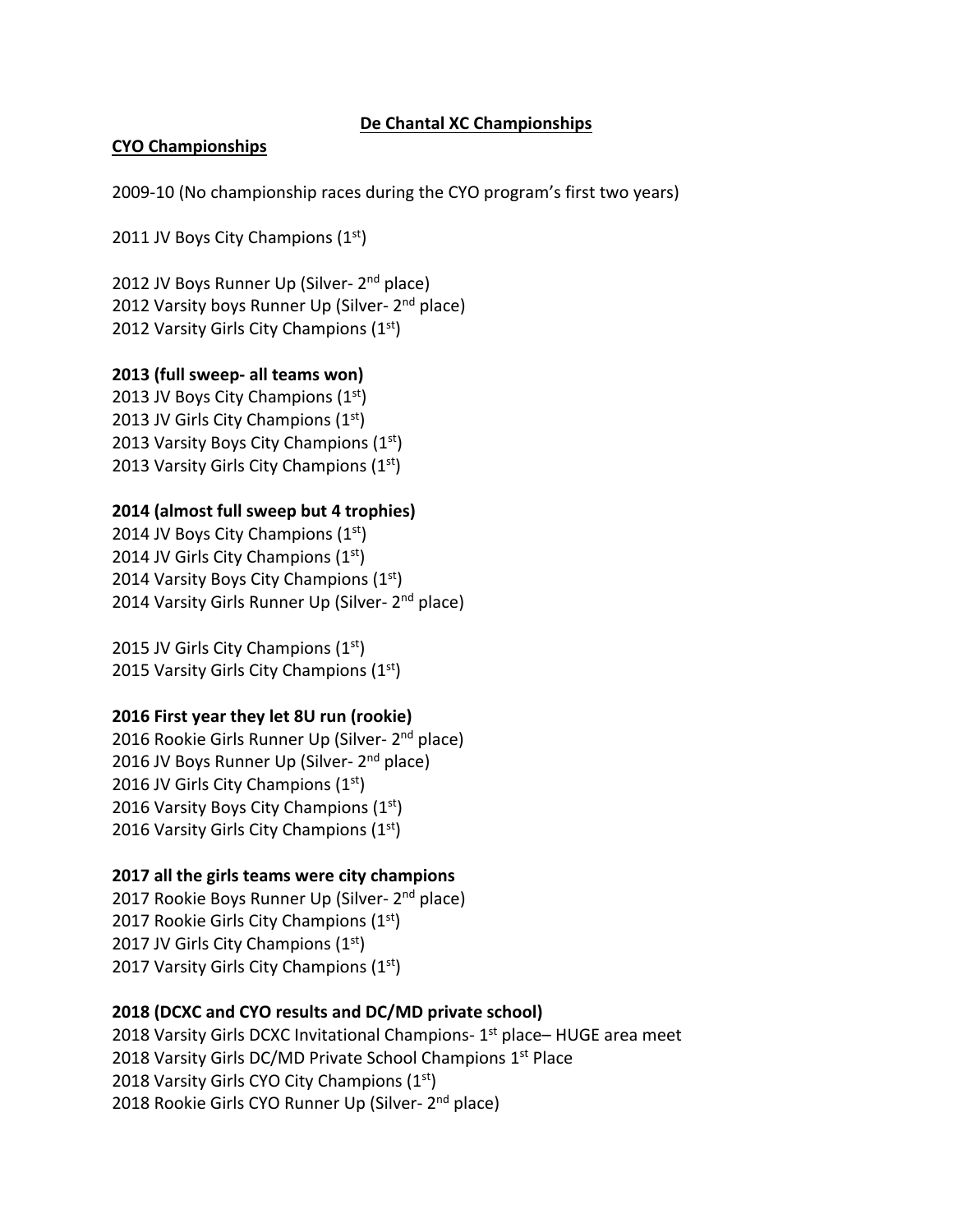# De Chantal XC Championships

## CYO Championships

2009-10 (No championship races during the CYO program's first two years)

2011 JV Boys City Champions (1st)

2012 JV Boys Runner Up (Silver- 2nd place)
2012 Varsity boys Runner Up (Silver- 2nd place)
2012 Varsity Girls City Champions (1st)

**2013 (full sweep- all teams won)**
2013 JV Boys City Champions (1st)
2013 JV Girls City Champions (1st)
2013 Varsity Boys City Champions (1st)
2013 Varsity Girls City Champions (1st)

**2014 (almost full sweep but 4 trophies)**
2014 JV Boys City Champions (1st)
2014 JV Girls City Champions (1st)
2014 Varsity Boys City Champions (1st)
2014 Varsity Girls Runner Up (Silver- 2nd place)

2015 JV Girls City Champions (1st)
2015 Varsity Girls City Champions (1st)

**2016 First year they let 8U run (rookie)**
2016 Rookie Girls Runner Up (Silver- 2nd place)
2016 JV Boys Runner Up (Silver- 2nd place)
2016 JV Girls City Champions (1st)
2016 Varsity Boys City Champions (1st)
2016 Varsity Girls City Champions (1st)

**2017 all the girls teams were city champions**
2017 Rookie Boys Runner Up (Silver- 2nd place)
2017 Rookie Girls City Champions (1st)
2017 JV Girls City Champions (1st)
2017 Varsity Girls City Champions (1st)

**2018 (DCXC and CYO results and DC/MD private school)**
2018 Varsity Girls DCXC Invitational Champions- 1st place– HUGE area meet
2018 Varsity Girls DC/MD Private School Champions 1st Place
2018 Varsity Girls CYO City Champions (1st)
2018 Rookie Girls CYO Runner Up (Silver- 2nd place)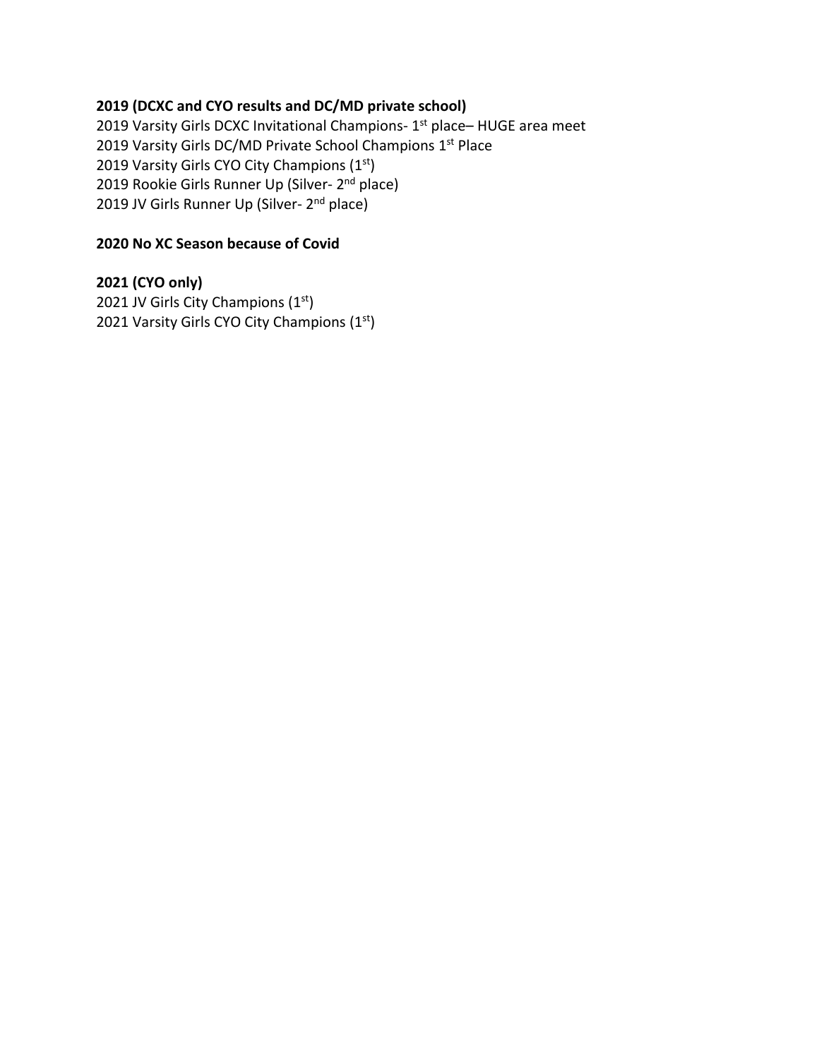**2019 (DCXC and CYO results and DC/MD private school)**

2019 Varsity Girls DCXC Invitational Champions- 1st place– HUGE area meet
2019 Varsity Girls DC/MD Private School Champions 1st Place
2019 Varsity Girls CYO City Champions (1st)
2019 Rookie Girls Runner Up (Silver- 2nd place)
2019 JV Girls Runner Up (Silver- 2nd place)

**2020 No XC Season because of Covid**

**2021 (CYO only)**

2021 JV Girls City Champions (1st)
2021 Varsity Girls CYO City Champions (1st)